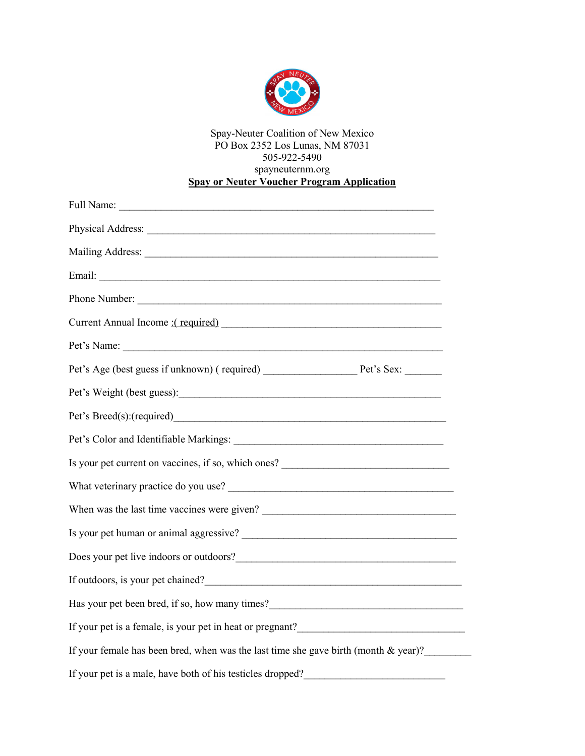Spay-Neuter Coalition of New Mexico
PO Box 2352 Los Lunas, NM 87031
505-922-5490
spayneuternm.org

**Spay or Neuter Voucher Program Application**

Full Name: ____________________________________________________________

Physical Address: _______________________________________________________

Mailing Address: ________________________________________________________

Email: _________________________________________________________________

Phone Number: _________________________________________________________

Current Annual Income :( required) ________________________________________

Pet's Name: ____________________________________________________________

Pet's Age (best guess if unknown) ( required) _________________ Pet's Sex: _______

Pet's Weight (best guess):________________________________________________

Pet's Breed(s):(required)___________________________________________________

Pet's Color and Identifiable Markings: _____________________________________

Is your pet current on vaccines, if so, which ones? ______________________________

What veterinary practice do you use? _______________________________________

When was the last time vaccines were given? _________________________________

Is your pet human or animal aggressive? ____________________________________

Does your pet live indoors or outdoors?______________________________________

If outdoors, is your pet chained?___________________________________________

Has your pet been bred, if so, how many times?_______________________________

If your pet is a female, is your pet in heat or pregnant?_________________________

If your female has been bred, when was the last time she gave birth (month & year)?_________

If your pet is a male, have both of his testicles dropped?__________________________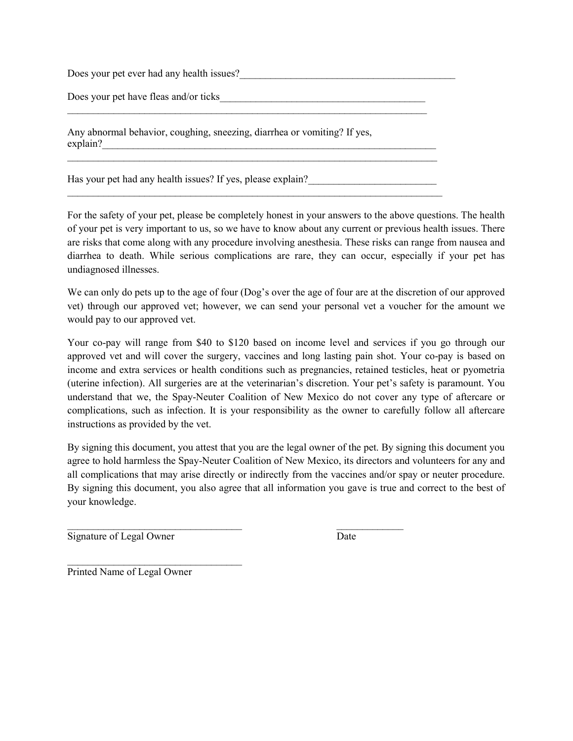Does your pet ever had any health issues?____________________________________________

Does your pet have fleas and/or ticks_________________________________________
___________________________________________________________________________

Any abnormal behavior, coughing, sneezing, diarrhea or vomiting? If yes, explain?_____________________________________________________________________
___________________________________________________________________________

Has your pet had any health issues? If yes, please explain?_________________________
___________________________________________________________________________

For the safety of your pet, please be completely honest in your answers to the above questions. The health of your pet is very important to us, so we have to know about any current or previous health issues. There are risks that come along with any procedure involving anesthesia. These risks can range from nausea and diarrhea to death. While serious complications are rare, they can occur, especially if your pet has undiagnosed illnesses.

We can only do pets up to the age of four (Dog's over the age of four are at the discretion of our approved vet) through our approved vet; however, we can send your personal vet a voucher for the amount we would pay to our approved vet.

Your co-pay will range from $40 to $120 based on income level and services if you go through our approved vet and will cover the surgery, vaccines and long lasting pain shot. Your co-pay is based on income and extra services or health conditions such as pregnancies, retained testicles, heat or pyometria (uterine infection). All surgeries are at the veterinarian's discretion. Your pet's safety is paramount. You understand that we, the Spay-Neuter Coalition of New Mexico do not cover any type of aftercare or complications, such as infection. It is your responsibility as the owner to carefully follow all aftercare instructions as provided by the vet.

By signing this document, you attest that you are the legal owner of the pet. By signing this document you agree to hold harmless the Spay-Neuter Coalition of New Mexico, its directors and volunteers for any and all complications that may arise directly or indirectly from the vaccines and/or spay or neuter procedure. By signing this document, you also agree that all information you gave is true and correct to the best of your knowledge.

___________________________________ _____________
Signature of Legal Owner Date

___________________________________
Printed Name of Legal Owner